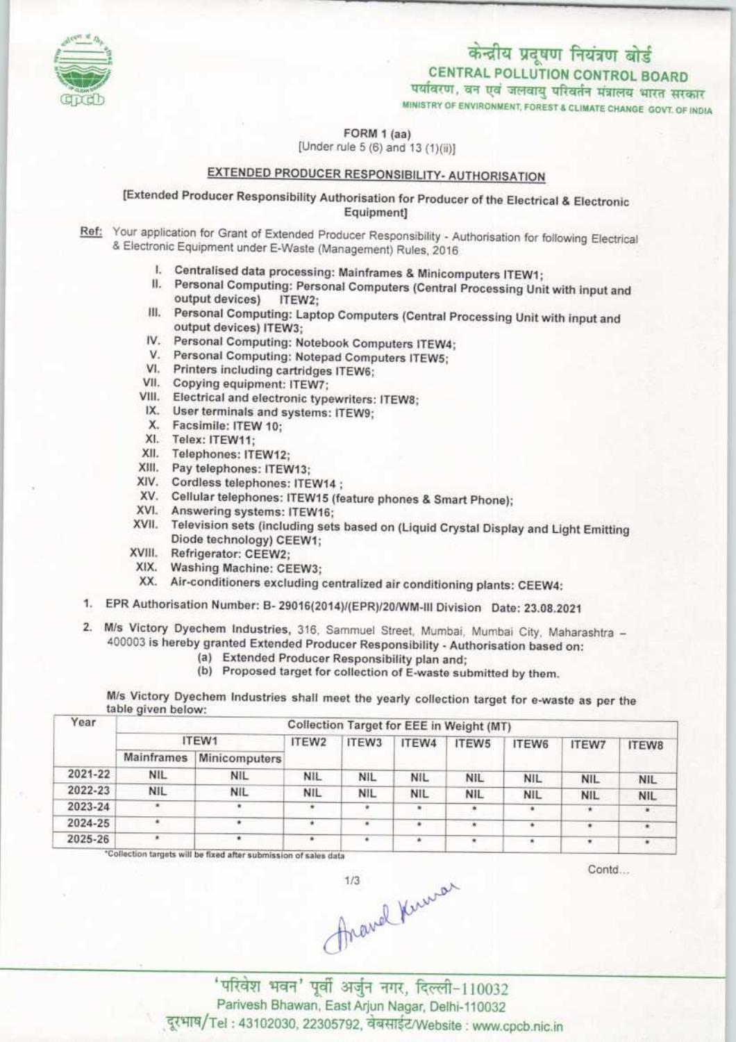केन्द्रीय प्रदूषण नियंत्रण बोर्ड
CENTRAL POLLUTION CONTROL BOARD
पर्यावरण, वन एवं जलवायु परिवर्तन मंत्रालय भारत सरकार
MINISTRY OF ENVIRONMENT, FOREST & CLIMATE CHANGE GOVT. OF INDIA

FORM 1 (aa)
[Under rule 5 (6) and 13 (1)(ii)]

## EXTENDED PRODUCER RESPONSIBILITY- AUTHORISATION

[Extended Producer Responsibility Authorisation for Producer of the Electrical & Electronic Equipment]

Ref: Your application for Grant of Extended Producer Responsibility - Authorisation for following Electrical & Electronic Equipment under E-Waste (Management) Rules, 2016

I. Centralised data processing: Mainframes & Minicomputers ITEW1;
II. Personal Computing: Personal Computers (Central Processing Unit with input and output devices) ITEW2;
III. Personal Computing: Laptop Computers (Central Processing Unit with input and output devices) ITEW3;
IV. Personal Computing: Notebook Computers ITEW4;
V. Personal Computing: Notepad Computers ITEW5;
VI. Printers including cartridges ITEW6;
VII. Copying equipment: ITEW7;
VIII. Electrical and electronic typewriters: ITEW8;
IX. User terminals and systems: ITEW9;
X. Facsimile: ITEW 10;
XI. Telex: ITEW11;
XII. Telephones: ITEW12;
XIII. Pay telephones: ITEW13;
XIV. Cordless telephones: ITEW14 ;
XV. Cellular telephones: ITEW15 (feature phones & Smart Phone);
XVI. Answering systems: ITEW16;
XVII. Television sets (including sets based on (Liquid Crystal Display and Light Emitting Diode technology) CEEW1;
XVIII. Refrigerator: CEEW2;
XIX. Washing Machine: CEEW3;
XX. Air-conditioners excluding centralized air conditioning plants: CEEW4:

1. EPR Authorisation Number: B- 29016(2014)/(EPR)/20/WM-III Division Date: 23.08.2021

2. M/s Victory Dyechem Industries, 316, Sammuel Street, Mumbai, Mumbai City, Maharashtra – 400003 is hereby granted Extended Producer Responsibility - Authorisation based on:
   (a) Extended Producer Responsibility plan and;
   (b) Proposed target for collection of E-waste submitted by them.

M/s Victory Dyechem Industries shall meet the yearly collection target for e-waste as per the table given below:

| Year | Collection Target for EEE in Weight (MT) | | | | | | | | |
|---|---|---|---|---|---|---|---|---|---|
| | ITEW1 | | ITEW2 | ITEW3 | ITEW4 | ITEW5 | ITEW6 | ITEW7 | ITEW8 |
| | Mainframes | Minicomputers | | | | | | | |
| 2021-22 | NIL | NIL | NIL | NIL | NIL | NIL | NIL | NIL | NIL |
| 2022-23 | NIL | NIL | NIL | NIL | NIL | NIL | NIL | NIL | NIL |
| 2023-24 | * | * | * | * | * | * | * | * | * |
| 2024-25 | * | * | * | * | * | * | * | * | * |
| 2025-26 | * | * | * | * | * | * | * | * | * |

*Collection targets will be fixed after submission of sales data

Contd...

'परिवेश भवन' पूर्वी अर्जुन नगर, दिल्ली-110032
Parivesh Bhawan, East Arjun Nagar, Delhi-110032
दूरभाष/Tel : 43102030, 22305792, वेबसाईट/Website : www.cpcb.nic.in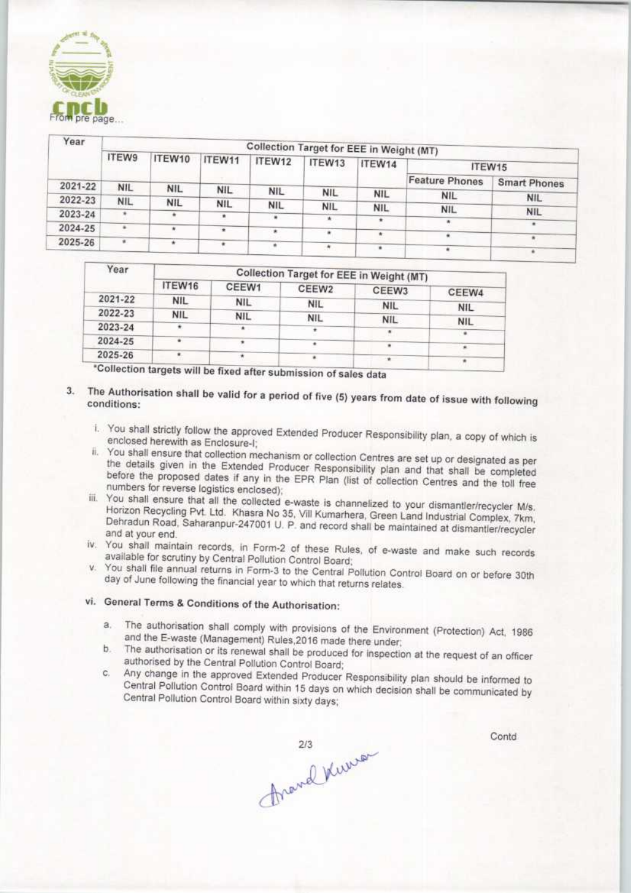From pre page...

| Year | Collection Target for EEE in Weight (MT) | | | | | | | |
|---|---|---|---|---|---|---|---|---|
| | ITEW9 | ITEW10 | ITEW11 | ITEW12 | ITEW13 | ITEW14 | ITEW15 | |
| | | | | | | | Feature Phones | Smart Phones |
| 2021-22 | NIL | NIL | NIL | NIL | NIL | NIL | NIL | NIL |
| 2022-23 | NIL | NIL | NIL | NIL | NIL | NIL | NIL | NIL |
| 2023-24 | * | * | * | * | * | * | * | * |
| 2024-25 | * | * | * | * | * | * | * | * |
| 2025-26 | * | * | * | * | * | * | * | * |

| Year | Collection Target for EEE in Weight (MT) | | | | |
|---|---|---|---|---|---|
| | ITEW16 | CEEW1 | CEEW2 | CEEW3 | CEEW4 |
| 2021-22 | NIL | NIL | NIL | NIL | NIL |
| 2022-23 | NIL | NIL | NIL | NIL | NIL |
| 2023-24 | * | * | * | * | * |
| 2024-25 | * | * | * | * | * |
| 2025-26 | * | * | * | * | * |

*Collection targets will be fixed after submission of sales data

3. The Authorisation shall be valid for a period of five (5) years from date of issue with following conditions:

   i. You shall strictly follow the approved Extended Producer Responsibility plan, a copy of which is enclosed herewith as Enclosure-I;

   ii. You shall ensure that collection mechanism or collection Centres are set up or designated as per the details given in the Extended Producer Responsibility plan and that shall be completed before the proposed dates if any in the EPR Plan (list of collection Centres and the toll free numbers for reverse logistics enclosed);

   iii. You shall ensure that all the collected e-waste is channelized to your dismantler/recycler M/s. Horizon Recycling Pvt. Ltd. Khasra No 35, Vill Kumarhera, Green Land Industrial Complex, 7km, Dehradun Road, Saharanpur-247001 U. P. and record shall be maintained at dismantler/recycler and at your end.

   iv. You shall maintain records, in Form-2 of these Rules, of e-waste and make such records available for scrutiny by Central Pollution Control Board;

   v. You shall file annual returns in Form-3 to the Central Pollution Control Board on or before 30th day of June following the financial year to which that returns relates.

   vi. **General Terms & Conditions of the Authorisation:**

      a. The authorisation shall comply with provisions of the Environment (Protection) Act, 1986 and the E-waste (Management) Rules,2016 made there under;

      b. The authorisation or its renewal shall be produced for inspection at the request of an officer authorised by the Central Pollution Control Board;

      c. Any change in the approved Extended Producer Responsibility plan should be informed to Central Pollution Control Board within 15 days on which decision shall be communicated by Central Pollution Control Board within sixty days;

Contd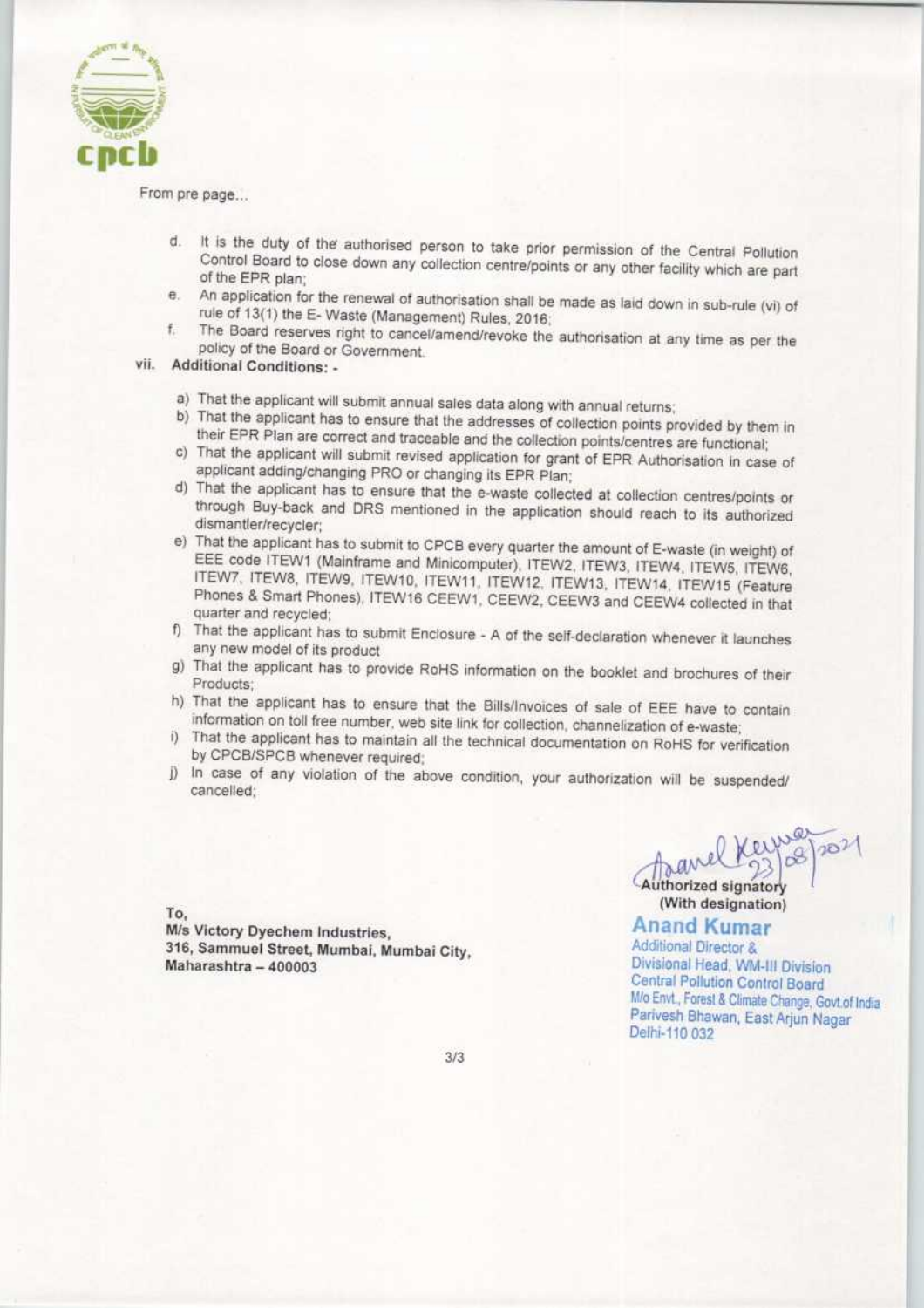From pre page...

d. It is the duty of the authorised person to take prior permission of the Central Pollution Control Board to close down any collection centre/points or any other facility which are part of the EPR plan;

e. An application for the renewal of authorisation shall be made as laid down in sub-rule (vi) of rule of 13(1) the E- Waste (Management) Rules, 2016;

f. The Board reserves right to cancel/amend/revoke the authorisation at any time as per the policy of the Board or Government.

vii. **Additional Conditions: -**

a) That the applicant will submit annual sales data along with annual returns;

b) That the applicant has to ensure that the addresses of collection points provided by them in their EPR Plan are correct and traceable and the collection points/centres are functional;

c) That the applicant will submit revised application for grant of EPR Authorisation in case of applicant adding/changing PRO or changing its EPR Plan;

d) That the applicant has to ensure that the e-waste collected at collection centres/points or through Buy-back and DRS mentioned in the application should reach to its authorized dismantler/recycler;

e) That the applicant has to submit to CPCB every quarter the amount of E-waste (in weight) of EEE code ITEW1 (Mainframe and Minicomputer), ITEW2, ITEW3, ITEW4, ITEW5, ITEW6, ITEW7, ITEW8, ITEW9, ITEW10, ITEW11, ITEW12, ITEW13, ITEW14, ITEW15 (Feature Phones & Smart Phones), ITEW16 CEEW1, CEEW2, CEEW3 and CEEW4 collected in that quarter and recycled;

f) That the applicant has to submit Enclosure - A of the self-declaration whenever it launches any new model of its product

g) That the applicant has to provide RoHS information on the booklet and brochures of their Products;

h) That the applicant has to ensure that the Bills/Invoices of sale of EEE have to contain information on toll free number, web site link for collection, channelization of e-waste;

i) That the applicant has to maintain all the technical documentation on RoHS for verification by CPCB/SPCB whenever required;

j) In case of any violation of the above condition, your authorization will be suspended/ cancelled;

Anand Kumar 23/08/2021

Authorized signatory
(With designation)

**Anand Kumar**
Additional Director &
Divisional Head, WM-III Division
Central Pollution Control Board
M/o Envt., Forest & Climate Change, Govt.of India
Parivesh Bhawan, East Arjun Nagar
Delhi-110 032

To,
M/s Victory Dyechem Industries,
316, Sammuel Street, Mumbai, Mumbai City,
Maharashtra – 400003